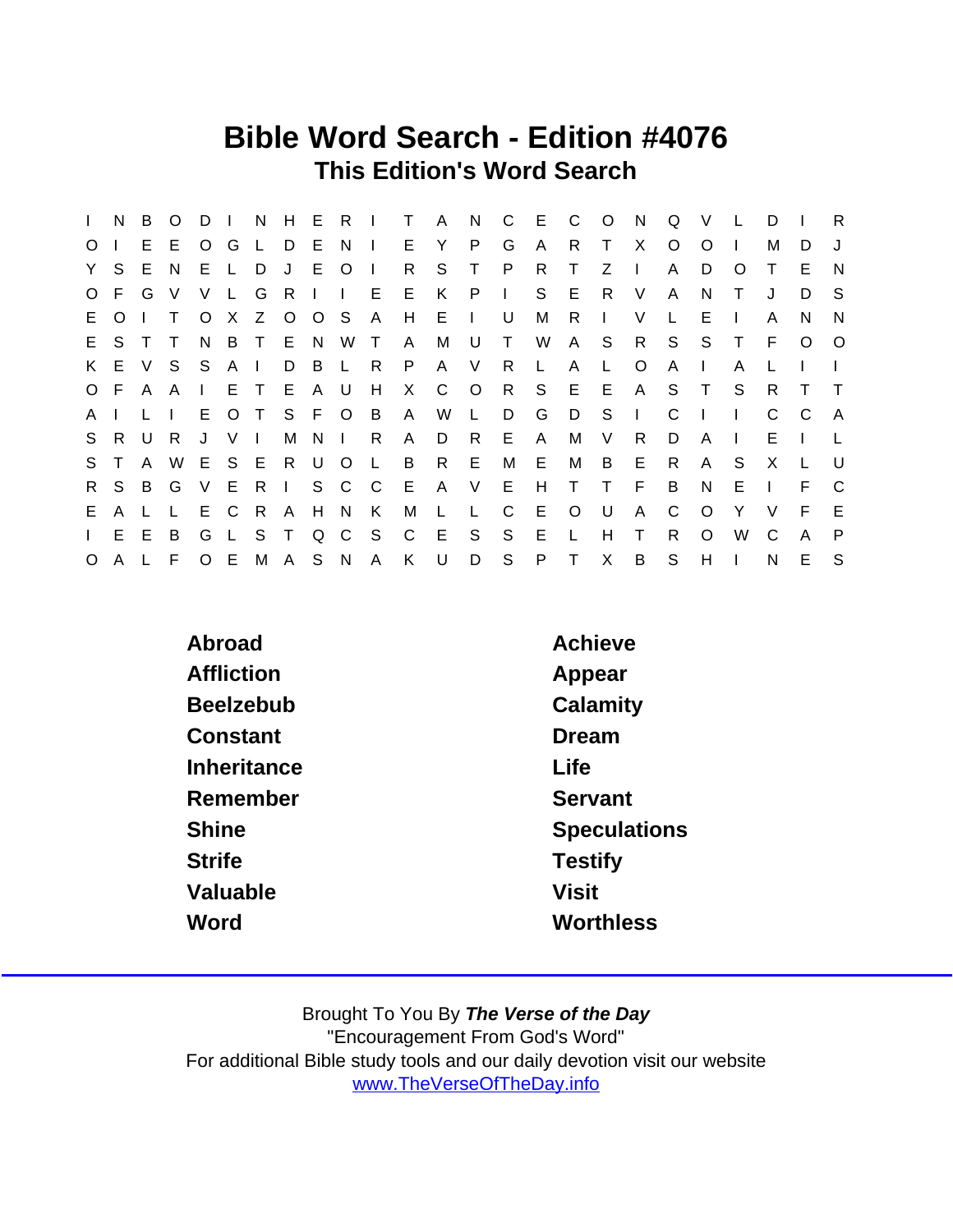# Bible Word Search - Edition #4076

## This Edition's Word Search

```
I N B O D I N H E R I T A N C E C O N Q V L D I R
O I E E O G L D E N I E Y P G A R T X O O I M D J
Y S E N E L D J E O I R S T P R T Z I A D O T E N
O F G V V L G R I I E E K P I S E R V A N T J D S
E O I T O X Z O O S A H E I U M R I V L E I A N N
E S T T N B T E N W T A M U T W A S R S S T F O O
K E V S S A I D B L R P A V R L A L O A I A L I I
O F A A I E T E A U H X C O R S E E A S T S R T T
A I L I E O T S F O B A W L D G D S I C I I C C A
S R U R J V I M N I R A D R E A M V R D A I E I L
S T A W E S E R U O L B R E M E M B E R A S X L U
R S B G V E R I S C C E A V E H T T F B N E I F C
E A L L E C R A H N K M L L C E O U A C O Y V F E
I E E B G L S T Q C S C E S S E L H T R O W C A P
O A L F O E M A S N A K U D S P T X B S H I N E S
```

| | |
|---|---|
| Abroad | Achieve |
| Affliction | Appear |
| Beelzebub | Calamity |
| Constant | Dream |
| Inheritance | Life |
| Remember | Servant |
| Shine | Speculations |
| Strife | Testify |
| Valuable | Visit |
| Word | Worthless |

Brought To You By ***The Verse of the Day***
"Encouragement From God's Word"
For additional Bible study tools and our daily devotion visit our website
www.TheVerseOfTheDay.info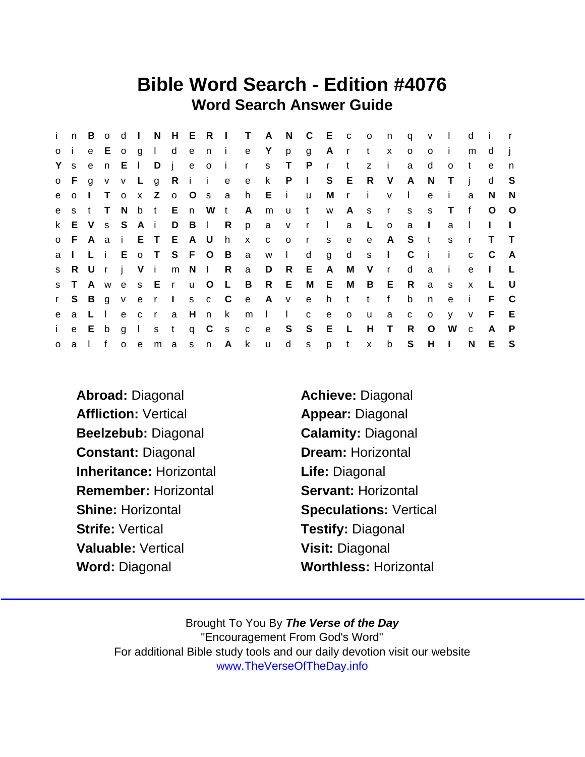# Bible Word Search - Edition #4076

## Word Search Answer Guide

| | | | | | | | | | | | | | | | | | | | | | | | | |
|---|---|---|---|---|---|---|---|---|---|---|---|---|---|---|---|---|---|---|---|---|---|---|---|---|
| i | n | B | o | d | I | N | H | E | R | I | T | A | N | C | E | c | o | n | q | v | l | d | i | r |
| o | i | e | E | o | g | l | d | e | n | i | e | Y | p | g | A | r | t | x | o | o | i | m | d | j |
| Y | s | e | n | E | l | D | j | e | o | i | r | s | T | P | r | t | z | i | a | d | o | t | e | n |
| o | F | g | v | v | L | g | R | i | i | e | e | k | P | I | S | E | R | V | A | N | T | j | d | S |
| e | o | I | T | o | x | Z | o | O | s | a | h | E | i | u | M | r | i | v | l | e | i | a | N | N |
| e | s | t | T | N | b | t | E | n | W | t | A | m | u | t | w | A | s | r | s | s | T | f | O | O |
| k | E | V | s | S | A | i | D | B | l | R | p | a | v | r | l | a | L | o | a | I | a | l | I | I |
| o | F | A | a | i | E | T | E | A | U | h | x | c | o | r | s | e | e | A | S | t | s | r | T | T |
| a | I | L | i | E | o | T | S | F | O | B | a | w | l | d | g | d | s | I | C | i | i | c | C | A |
| s | R | U | r | j | V | i | m | N | I | R | a | D | R | E | A | M | V | r | d | a | i | e | I | L |
| s | T | A | w | e | s | E | r | u | O | L | B | R | E | M | E | M | B | E | R | a | s | x | L | U |
| r | S | B | g | v | e | r | I | s | c | C | e | A | v | e | h | t | t | f | b | n | e | i | F | C |
| e | a | L | l | e | c | r | a | H | n | k | m | l | l | c | e | o | u | a | c | o | y | v | F | E |
| i | e | E | b | g | l | s | t | q | C | s | c | e | S | S | E | L | H | T | R | O | W | c | A | P |
| o | a | l | f | o | e | m | a | s | n | A | k | u | d | s | p | t | x | b | S | H | I | N | E | S |

**Abroad:** Diagonal

**Achieve:** Diagonal

**Affliction:** Vertical

**Appear:** Diagonal

**Beelzebub:** Diagonal

**Calamity:** Diagonal

**Constant:** Diagonal

**Dream:** Horizontal

**Inheritance:** Horizontal

**Life:** Diagonal

**Remember:** Horizontal

**Servant:** Horizontal

**Shine:** Horizontal

**Speculations:** Vertical

**Strife:** Vertical

**Testify:** Diagonal

**Valuable:** Vertical

**Visit:** Diagonal

**Word:** Diagonal

**Worthless:** Horizontal

Brought To You By ***The Verse of the Day***
"Encouragement From God's Word"
For additional Bible study tools and our daily devotion visit our website
www.TheVerseOfTheDay.info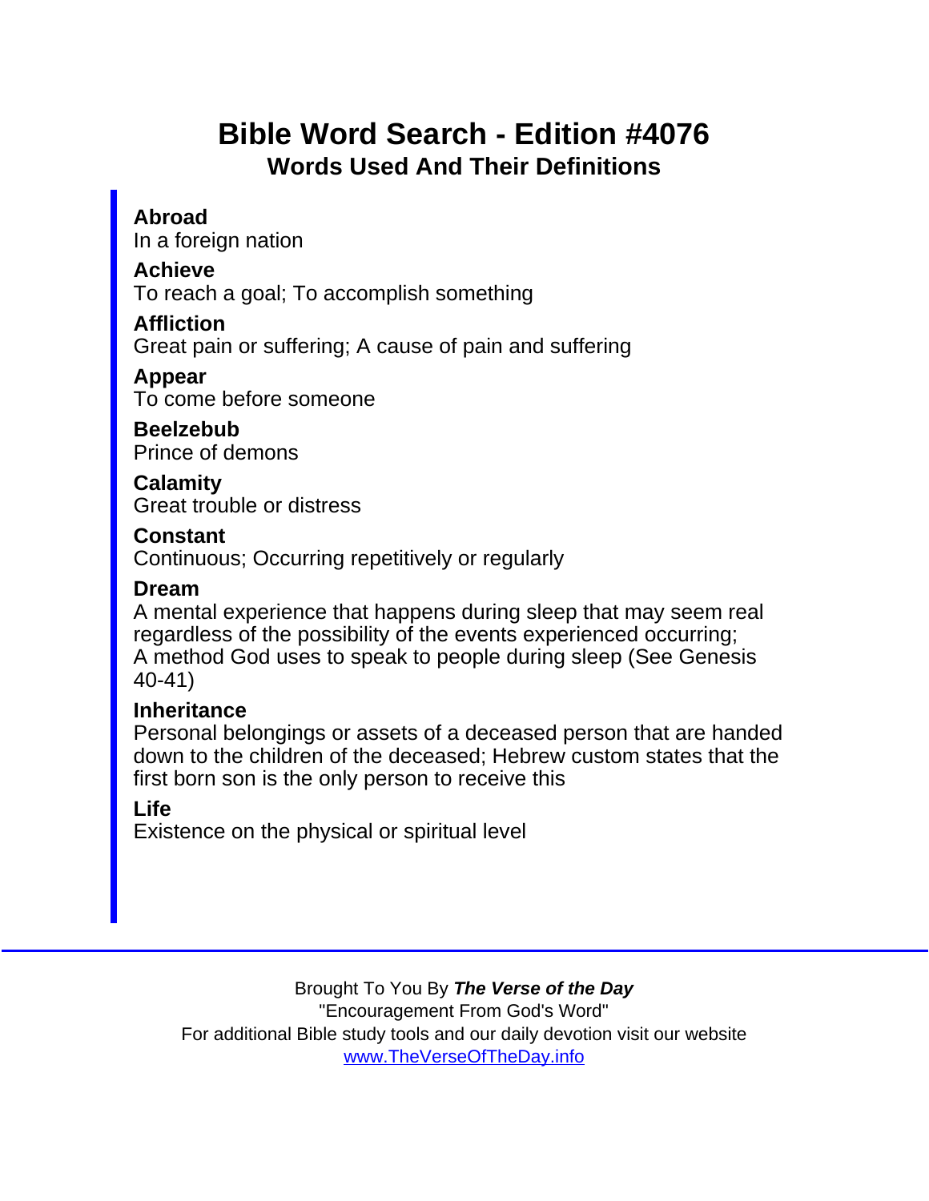# Bible Word Search - Edition #4076

## Words Used And Their Definitions

**Abroad**
In a foreign nation

**Achieve**
To reach a goal; To accomplish something

**Affliction**
Great pain or suffering; A cause of pain and suffering

**Appear**
To come before someone

**Beelzebub**
Prince of demons

**Calamity**
Great trouble or distress

**Constant**
Continuous; Occurring repetitively or regularly

**Dream**
A mental experience that happens during sleep that may seem real regardless of the possibility of the events experienced occurring; A method God uses to speak to people during sleep (See Genesis 40-41)

**Inheritance**
Personal belongings or assets of a deceased person that are handed down to the children of the deceased; Hebrew custom states that the first born son is the only person to receive this

**Life**
Existence on the physical or spiritual level

---

Brought To You By ***The Verse of the Day***
"Encouragement From God's Word"
For additional Bible study tools and our daily devotion visit our website
www.TheVerseOfTheDay.info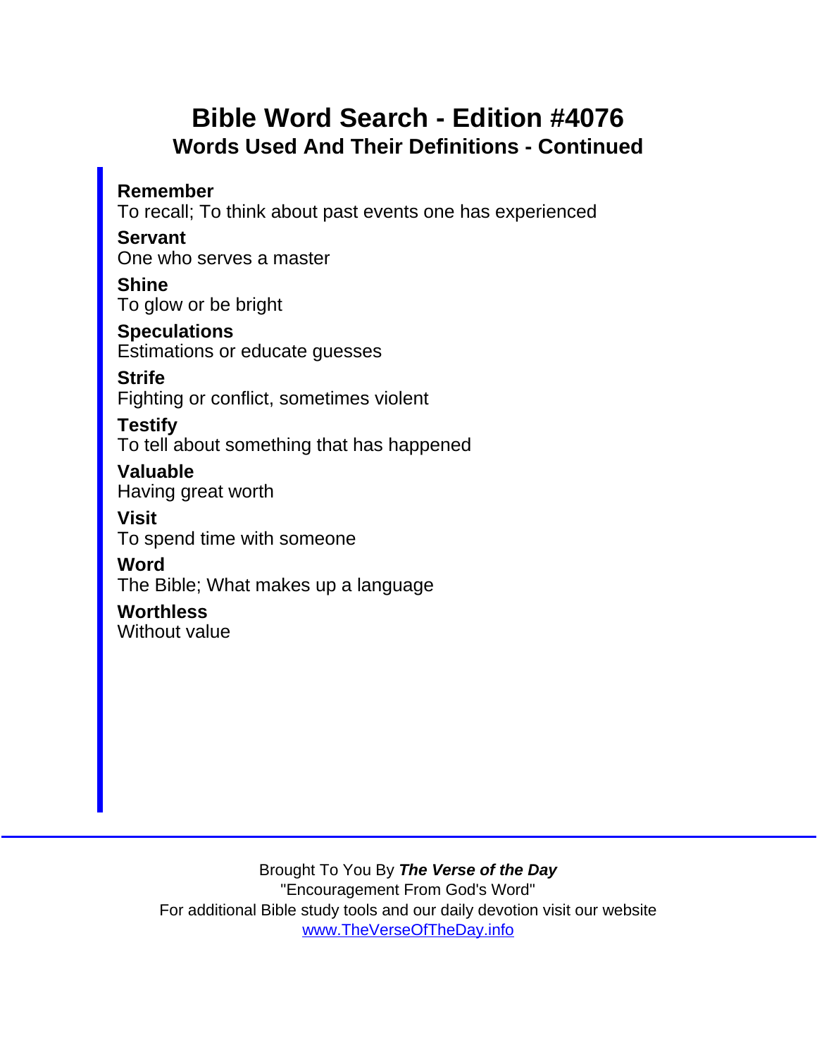# Bible Word Search - Edition #4076

## Words Used And Their Definitions - Continued

**Remember**
To recall; To think about past events one has experienced

**Servant**
One who serves a master

**Shine**
To glow or be bright

**Speculations**
Estimations or educate guesses

**Strife**
Fighting or conflict, sometimes violent

**Testify**
To tell about something that has happened

**Valuable**
Having great worth

**Visit**
To spend time with someone

**Word**
The Bible; What makes up a language

**Worthless**
Without value

---

Brought To You By ***The Verse of the Day***
"Encouragement From God's Word"
For additional Bible study tools and our daily devotion visit our website
www.TheVerseOfTheDay.info